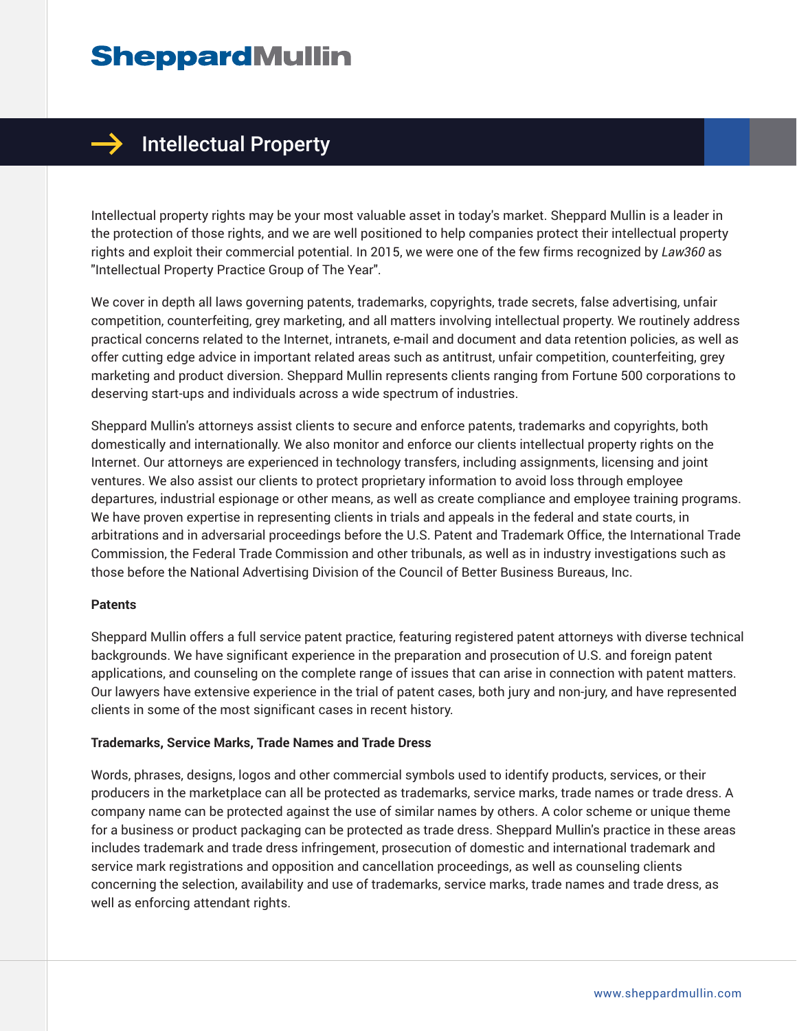# Sheppard Mullin

## Intellectual Property

Intellectual property rights may be your most valuable asset in today's market. Sheppard Mullin is a leader in the protection of those rights, and we are well positioned to help companies protect their intellectual property rights and exploit their commercial potential. In 2015, we were one of the few firms recognized by *Law360* as "Intellectual Property Practice Group of The Year".

We cover in depth all laws governing patents, trademarks, copyrights, trade secrets, false advertising, unfair competition, counterfeiting, grey marketing, and all matters involving intellectual property. We routinely address practical concerns related to the Internet, intranets, e-mail and document and data retention policies, as well as offer cutting edge advice in important related areas such as antitrust, unfair competition, counterfeiting, grey marketing and product diversion. Sheppard Mullin represents clients ranging from Fortune 500 corporations to deserving start-ups and individuals across a wide spectrum of industries.

Sheppard Mullin's attorneys assist clients to secure and enforce patents, trademarks and copyrights, both domestically and internationally. We also monitor and enforce our clients intellectual property rights on the Internet. Our attorneys are experienced in technology transfers, including assignments, licensing and joint ventures. We also assist our clients to protect proprietary information to avoid loss through employee departures, industrial espionage or other means, as well as create compliance and employee training programs. We have proven expertise in representing clients in trials and appeals in the federal and state courts, in arbitrations and in adversarial proceedings before the U.S. Patent and Trademark Office, the International Trade Commission, the Federal Trade Commission and other tribunals, as well as in industry investigations such as those before the National Advertising Division of the Council of Better Business Bureaus, Inc.

**Patents**

Sheppard Mullin offers a full service patent practice, featuring registered patent attorneys with diverse technical backgrounds. We have significant experience in the preparation and prosecution of U.S. and foreign patent applications, and counseling on the complete range of issues that can arise in connection with patent matters. Our lawyers have extensive experience in the trial of patent cases, both jury and non-jury, and have represented clients in some of the most significant cases in recent history.

**Trademarks, Service Marks, Trade Names and Trade Dress**

Words, phrases, designs, logos and other commercial symbols used to identify products, services, or their producers in the marketplace can all be protected as trademarks, service marks, trade names or trade dress. A company name can be protected against the use of similar names by others. A color scheme or unique theme for a business or product packaging can be protected as trade dress. Sheppard Mullin's practice in these areas includes trademark and trade dress infringement, prosecution of domestic and international trademark and service mark registrations and opposition and cancellation proceedings, as well as counseling clients concerning the selection, availability and use of trademarks, service marks, trade names and trade dress, as well as enforcing attendant rights.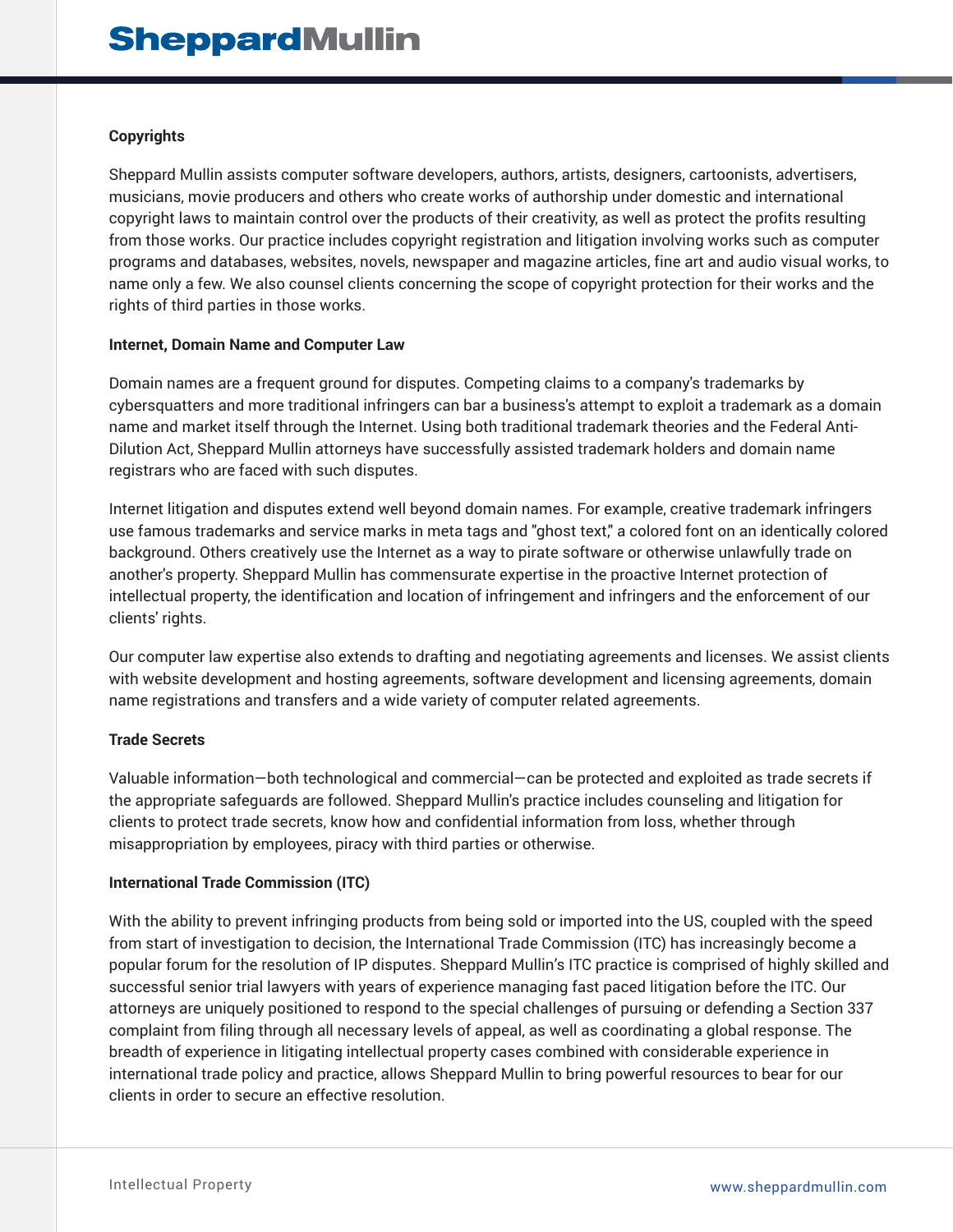## Copyrights

Sheppard Mullin assists computer software developers, authors, artists, designers, cartoonists, advertisers, musicians, movie producers and others who create works of authorship under domestic and international copyright laws to maintain control over the products of their creativity, as well as protect the profits resulting from those works. Our practice includes copyright registration and litigation involving works such as computer programs and databases, websites, novels, newspaper and magazine articles, fine art and audio visual works, to name only a few. We also counsel clients concerning the scope of copyright protection for their works and the rights of third parties in those works.

## Internet, Domain Name and Computer Law

Domain names are a frequent ground for disputes. Competing claims to a company's trademarks by cybersquatters and more traditional infringers can bar a business's attempt to exploit a trademark as a domain name and market itself through the Internet. Using both traditional trademark theories and the Federal Anti-Dilution Act, Sheppard Mullin attorneys have successfully assisted trademark holders and domain name registrars who are faced with such disputes.

Internet litigation and disputes extend well beyond domain names. For example, creative trademark infringers use famous trademarks and service marks in meta tags and "ghost text," a colored font on an identically colored background. Others creatively use the Internet as a way to pirate software or otherwise unlawfully trade on another's property. Sheppard Mullin has commensurate expertise in the proactive Internet protection of intellectual property, the identification and location of infringement and infringers and the enforcement of our clients' rights.

Our computer law expertise also extends to drafting and negotiating agreements and licenses. We assist clients with website development and hosting agreements, software development and licensing agreements, domain name registrations and transfers and a wide variety of computer related agreements.

## Trade Secrets

Valuable information—both technological and commercial—can be protected and exploited as trade secrets if the appropriate safeguards are followed. Sheppard Mullin's practice includes counseling and litigation for clients to protect trade secrets, know how and confidential information from loss, whether through misappropriation by employees, piracy with third parties or otherwise.

## International Trade Commission (ITC)

With the ability to prevent infringing products from being sold or imported into the US, coupled with the speed from start of investigation to decision, the International Trade Commission (ITC) has increasingly become a popular forum for the resolution of IP disputes. Sheppard Mullin's ITC practice is comprised of highly skilled and successful senior trial lawyers with years of experience managing fast paced litigation before the ITC. Our attorneys are uniquely positioned to respond to the special challenges of pursuing or defending a Section 337 complaint from filing through all necessary levels of appeal, as well as coordinating a global response. The breadth of experience in litigating intellectual property cases combined with considerable experience in international trade policy and practice, allows Sheppard Mullin to bring powerful resources to bear for our clients in order to secure an effective resolution.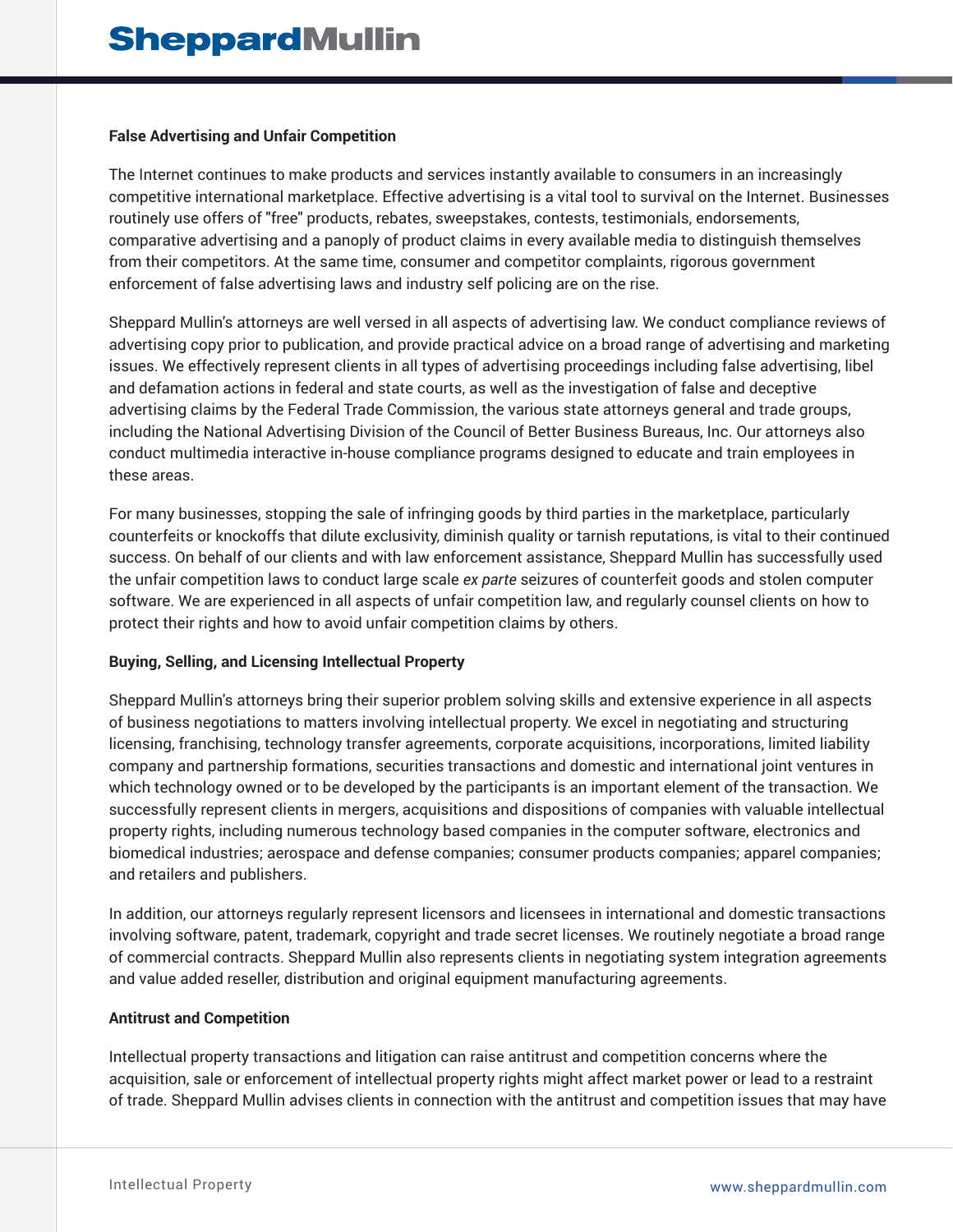**False Advertising and Unfair Competition**

The Internet continues to make products and services instantly available to consumers in an increasingly competitive international marketplace. Effective advertising is a vital tool to survival on the Internet. Businesses routinely use offers of "free" products, rebates, sweepstakes, contests, testimonials, endorsements, comparative advertising and a panoply of product claims in every available media to distinguish themselves from their competitors. At the same time, consumer and competitor complaints, rigorous government enforcement of false advertising laws and industry self policing are on the rise.

Sheppard Mullin's attorneys are well versed in all aspects of advertising law. We conduct compliance reviews of advertising copy prior to publication, and provide practical advice on a broad range of advertising and marketing issues. We effectively represent clients in all types of advertising proceedings including false advertising, libel and defamation actions in federal and state courts, as well as the investigation of false and deceptive advertising claims by the Federal Trade Commission, the various state attorneys general and trade groups, including the National Advertising Division of the Council of Better Business Bureaus, Inc. Our attorneys also conduct multimedia interactive in-house compliance programs designed to educate and train employees in these areas.

For many businesses, stopping the sale of infringing goods by third parties in the marketplace, particularly counterfeits or knockoffs that dilute exclusivity, diminish quality or tarnish reputations, is vital to their continued success. On behalf of our clients and with law enforcement assistance, Sheppard Mullin has successfully used the unfair competition laws to conduct large scale *ex parte* seizures of counterfeit goods and stolen computer software. We are experienced in all aspects of unfair competition law, and regularly counsel clients on how to protect their rights and how to avoid unfair competition claims by others.

**Buying, Selling, and Licensing Intellectual Property**

Sheppard Mullin's attorneys bring their superior problem solving skills and extensive experience in all aspects of business negotiations to matters involving intellectual property. We excel in negotiating and structuring licensing, franchising, technology transfer agreements, corporate acquisitions, incorporations, limited liability company and partnership formations, securities transactions and domestic and international joint ventures in which technology owned or to be developed by the participants is an important element of the transaction. We successfully represent clients in mergers, acquisitions and dispositions of companies with valuable intellectual property rights, including numerous technology based companies in the computer software, electronics and biomedical industries; aerospace and defense companies; consumer products companies; apparel companies; and retailers and publishers.

In addition, our attorneys regularly represent licensors and licensees in international and domestic transactions involving software, patent, trademark, copyright and trade secret licenses. We routinely negotiate a broad range of commercial contracts. Sheppard Mullin also represents clients in negotiating system integration agreements and value added reseller, distribution and original equipment manufacturing agreements.

**Antitrust and Competition**

Intellectual property transactions and litigation can raise antitrust and competition concerns where the acquisition, sale or enforcement of intellectual property rights might affect market power or lead to a restraint of trade. Sheppard Mullin advises clients in connection with the antitrust and competition issues that may have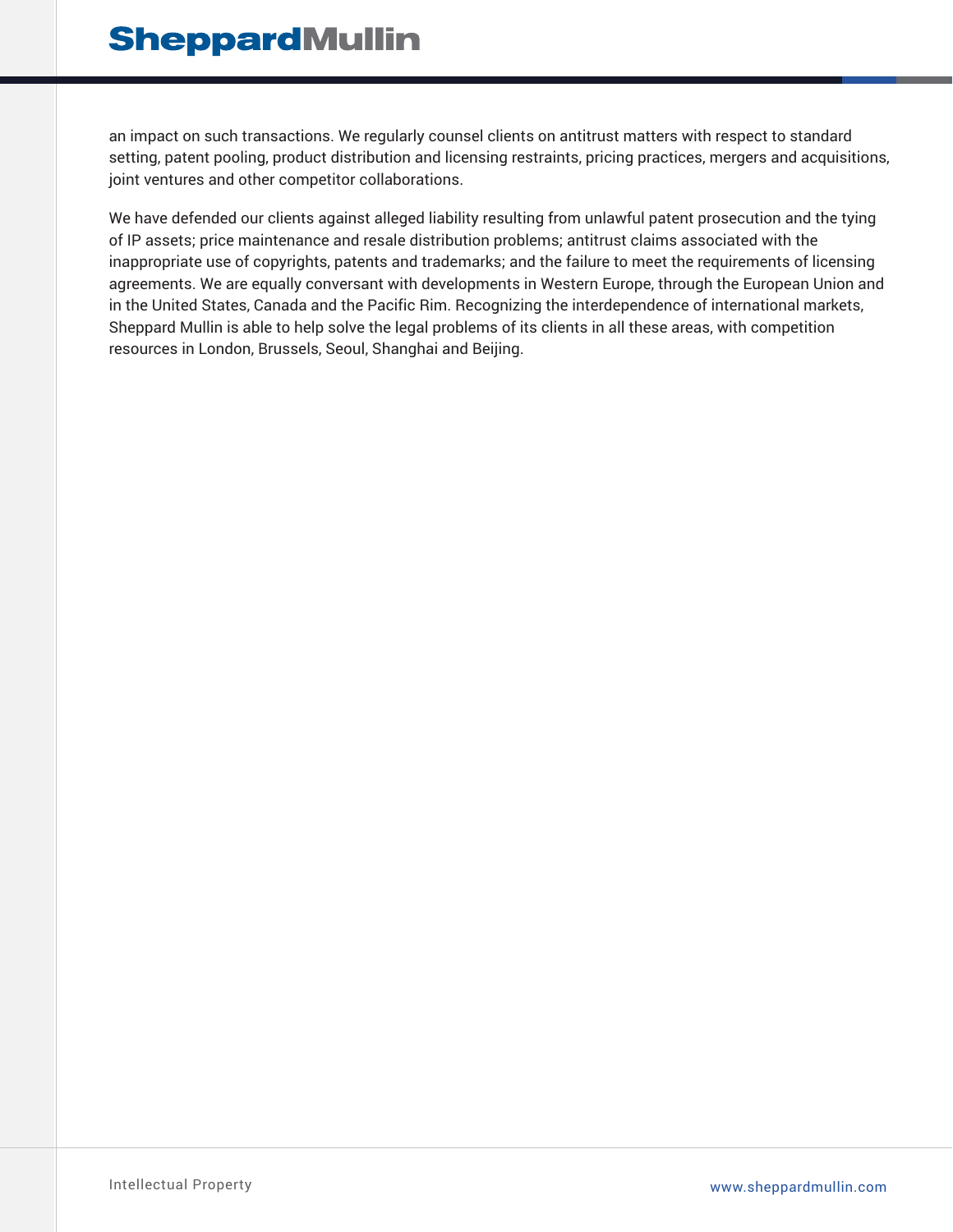an impact on such transactions. We regularly counsel clients on antitrust matters with respect to standard setting, patent pooling, product distribution and licensing restraints, pricing practices, mergers and acquisitions, joint ventures and other competitor collaborations.

We have defended our clients against alleged liability resulting from unlawful patent prosecution and the tying of IP assets; price maintenance and resale distribution problems; antitrust claims associated with the inappropriate use of copyrights, patents and trademarks; and the failure to meet the requirements of licensing agreements. We are equally conversant with developments in Western Europe, through the European Union and in the United States, Canada and the Pacific Rim. Recognizing the interdependence of international markets, Sheppard Mullin is able to help solve the legal problems of its clients in all these areas, with competition resources in London, Brussels, Seoul, Shanghai and Beijing.